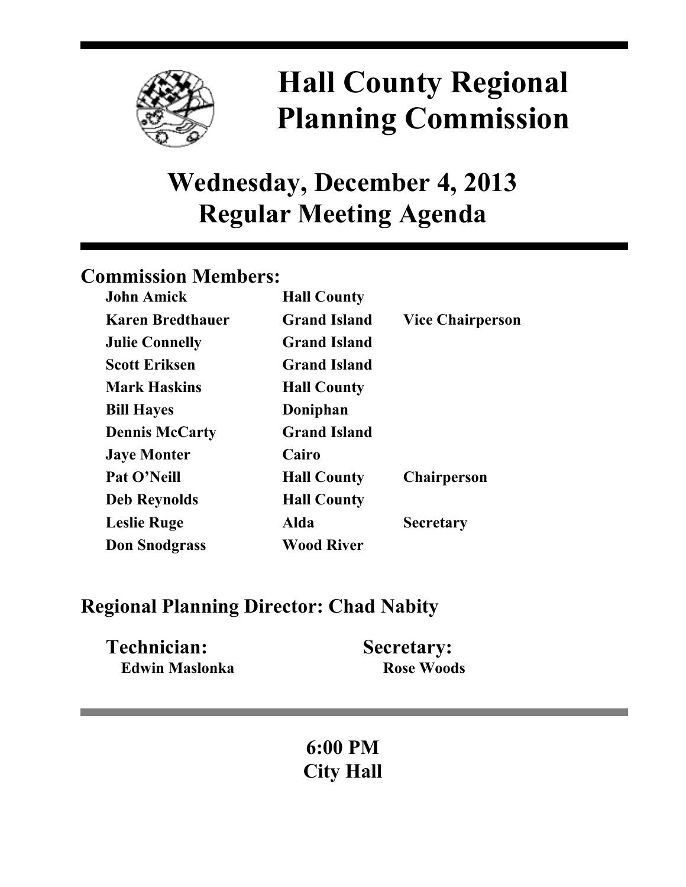# Hall County Regional Planning Commission

## Wednesday, December 4, 2013
## Regular Meeting Agenda

### Commission Members:

| | | |
|---|---|---|
| **John Amick** | **Hall County** | |
| **Karen Bredthauer** | **Grand Island** | **Vice Chairperson** |
| **Julie Connelly** | **Grand Island** | |
| **Scott Eriksen** | **Grand Island** | |
| **Mark Haskins** | **Hall County** | |
| **Bill Hayes** | **Doniphan** | |
| **Dennis McCarty** | **Grand Island** | |
| **Jaye Monter** | **Cairo** | |
| **Pat O'Neill** | **Hall County** | **Chairperson** |
| **Deb Reynolds** | **Hall County** | |
| **Leslie Ruge** | **Alda** | **Secretary** |
| **Don Snodgrass** | **Wood River** | |

### Regional Planning Director: Chad Nabity

**Technician:**
**Edwin Maslonka**

**Secretary:**
**Rose Woods**

**6:00 PM**
**City Hall**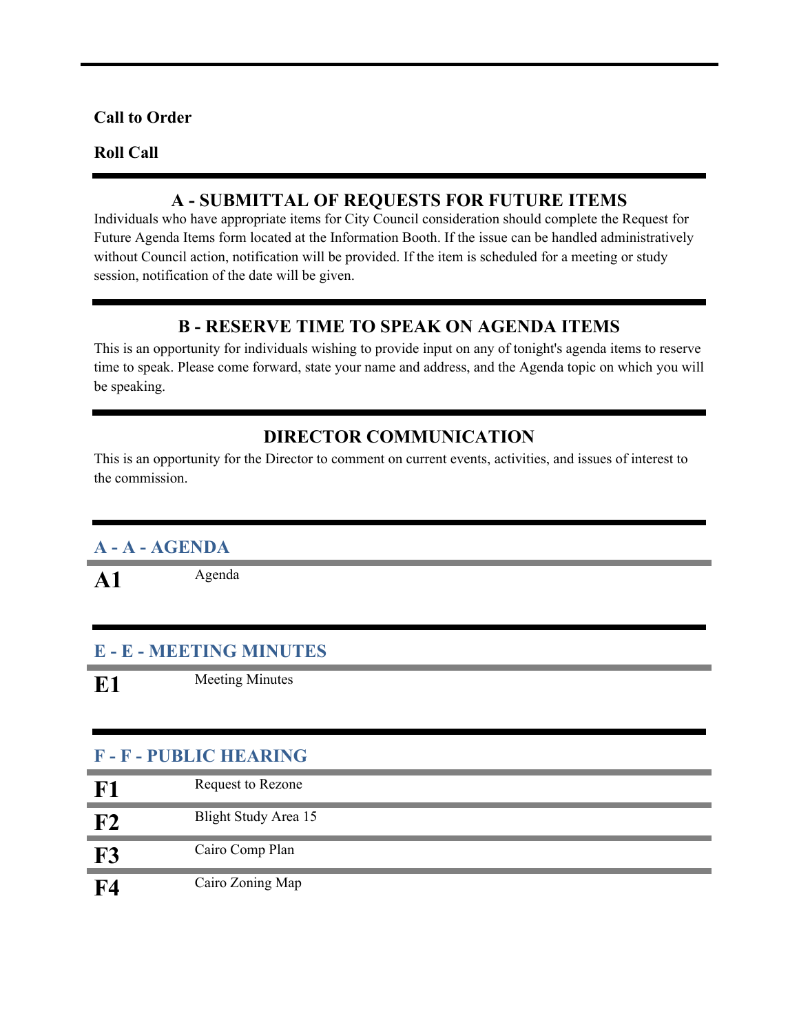**Call to Order**

**Roll Call**

## A - SUBMITTAL OF REQUESTS FOR FUTURE ITEMS

Individuals who have appropriate items for City Council consideration should complete the Request for Future Agenda Items form located at the Information Booth. If the issue can be handled administratively without Council action, notification will be provided. If the item is scheduled for a meeting or study session, notification of the date will be given.

## B - RESERVE TIME TO SPEAK ON AGENDA ITEMS

This is an opportunity for individuals wishing to provide input on any of tonight's agenda items to reserve time to speak. Please come forward, state your name and address, and the Agenda topic on which you will be speaking.

## DIRECTOR COMMUNICATION

This is an opportunity for the Director to comment on current events, activities, and issues of interest to the commission.

### A - A - AGENDA

**A1** Agenda

### E - E - MEETING MINUTES

**E1** Meeting Minutes

### F - F - PUBLIC HEARING

**F1** Request to Rezone

**F2** Blight Study Area 15

**F3** Cairo Comp Plan

**F4** Cairo Zoning Map